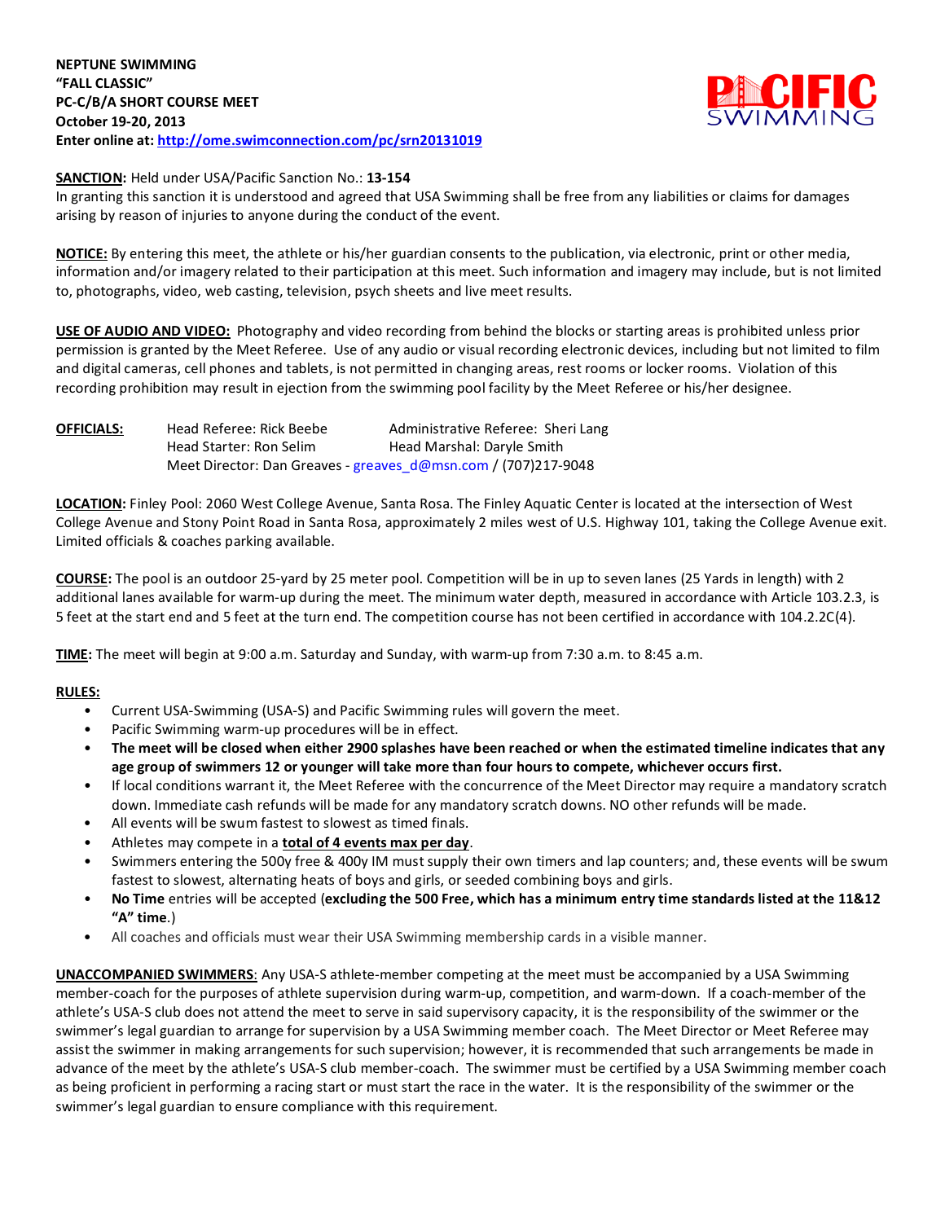**NEPTUNE SWIMMING**
**"FALL CLASSIC"**
**PC-C/B/A SHORT COURSE MEET**
**October 19-20, 2013**
**Enter online at: http://ome.swimconnection.com/pc/srn20131019**

**SANCTION:** Held under USA/Pacific Sanction No.: **13-154**
In granting this sanction it is understood and agreed that USA Swimming shall be free from any liabilities or claims for damages arising by reason of injuries to anyone during the conduct of the event.

**NOTICE:** By entering this meet, the athlete or his/her guardian consents to the publication, via electronic, print or other media, information and/or imagery related to their participation at this meet. Such information and imagery may include, but is not limited to, photographs, video, web casting, television, psych sheets and live meet results.

**USE OF AUDIO AND VIDEO:** Photography and video recording from behind the blocks or starting areas is prohibited unless prior permission is granted by the Meet Referee. Use of any audio or visual recording electronic devices, including but not limited to film and digital cameras, cell phones and tablets, is not permitted in changing areas, rest rooms or locker rooms. Violation of this recording prohibition may result in ejection from the swimming pool facility by the Meet Referee or his/her designee.

**OFFICIALS:**
Head Referee: Rick Beebe — Administrative Referee: Sheri Lang
Head Starter: Ron Selim — Head Marshal: Daryle Smith
Meet Director: Dan Greaves - greaves_d@msn.com / (707)217-9048

**LOCATION:** Finley Pool: 2060 West College Avenue, Santa Rosa. The Finley Aquatic Center is located at the intersection of West College Avenue and Stony Point Road in Santa Rosa, approximately 2 miles west of U.S. Highway 101, taking the College Avenue exit. Limited officials & coaches parking available.

**COURSE:** The pool is an outdoor 25-yard by 25 meter pool. Competition will be in up to seven lanes (25 Yards in length) with 2 additional lanes available for warm-up during the meet. The minimum water depth, measured in accordance with Article 103.2.3, is 5 feet at the start end and 5 feet at the turn end. The competition course has not been certified in accordance with 104.2.2C(4).

**TIME:** The meet will begin at 9:00 a.m. Saturday and Sunday, with warm-up from 7:30 a.m. to 8:45 a.m.

**RULES:**

- Current USA-Swimming (USA-S) and Pacific Swimming rules will govern the meet.
- Pacific Swimming warm-up procedures will be in effect.
- **The meet will be closed when either 2900 splashes have been reached or when the estimated timeline indicates that any age group of swimmers 12 or younger will take more than four hours to compete, whichever occurs first.**
- If local conditions warrant it, the Meet Referee with the concurrence of the Meet Director may require a mandatory scratch down. Immediate cash refunds will be made for any mandatory scratch downs. NO other refunds will be made.
- All events will be swum fastest to slowest as timed finals.
- Athletes may compete in a **total of 4 events max per day**.
- Swimmers entering the 500y free & 400y IM must supply their own timers and lap counters; and, these events will be swum fastest to slowest, alternating heats of boys and girls, or seeded combining boys and girls.
- **No Time** entries will be accepted (**excluding the 500 Free, which has a minimum entry time standards listed at the 11&12 "A" time**.)
- All coaches and officials must wear their USA Swimming membership cards in a visible manner.

**UNACCOMPANIED SWIMMERS**: Any USA-S athlete-member competing at the meet must be accompanied by a USA Swimming member-coach for the purposes of athlete supervision during warm-up, competition, and warm-down. If a coach-member of the athlete's USA-S club does not attend the meet to serve in said supervisory capacity, it is the responsibility of the swimmer or the swimmer's legal guardian to arrange for supervision by a USA Swimming member coach. The Meet Director or Meet Referee may assist the swimmer in making arrangements for such supervision; however, it is recommended that such arrangements be made in advance of the meet by the athlete's USA-S club member-coach. The swimmer must be certified by a USA Swimming member coach as being proficient in performing a racing start or must start the race in the water. It is the responsibility of the swimmer or the swimmer's legal guardian to ensure compliance with this requirement.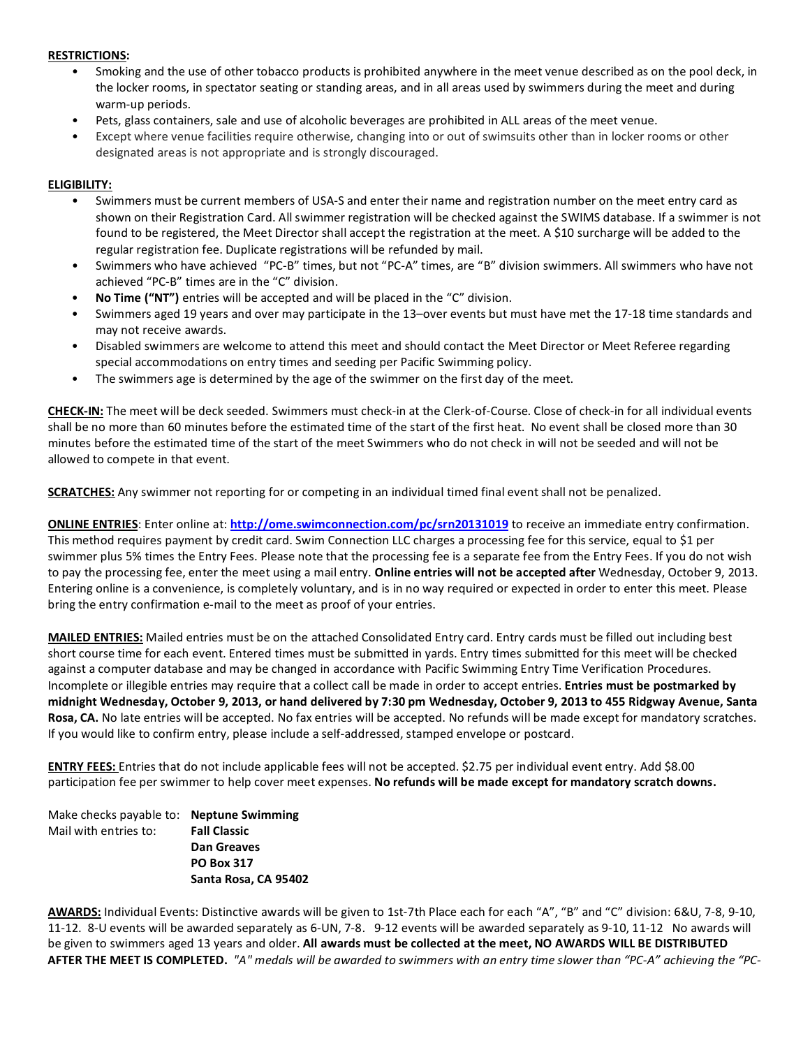**RESTRICTIONS:**

- Smoking and the use of other tobacco products is prohibited anywhere in the meet venue described as on the pool deck, in the locker rooms, in spectator seating or standing areas, and in all areas used by swimmers during the meet and during warm-up periods.
- Pets, glass containers, sale and use of alcoholic beverages are prohibited in ALL areas of the meet venue.
- Except where venue facilities require otherwise, changing into or out of swimsuits other than in locker rooms or other designated areas is not appropriate and is strongly discouraged.

**ELIGIBILITY:**

- Swimmers must be current members of USA-S and enter their name and registration number on the meet entry card as shown on their Registration Card. All swimmer registration will be checked against the SWIMS database. If a swimmer is not found to be registered, the Meet Director shall accept the registration at the meet. A $10 surcharge will be added to the regular registration fee. Duplicate registrations will be refunded by mail.
- Swimmers who have achieved "PC-B" times, but not "PC-A" times, are "B" division swimmers. All swimmers who have not achieved "PC-B" times are in the "C" division.
- **No Time ("NT")** entries will be accepted and will be placed in the "C" division.
- Swimmers aged 19 years and over may participate in the 13–over events but must have met the 17-18 time standards and may not receive awards.
- Disabled swimmers are welcome to attend this meet and should contact the Meet Director or Meet Referee regarding special accommodations on entry times and seeding per Pacific Swimming policy.
- The swimmers age is determined by the age of the swimmer on the first day of the meet.

**CHECK-IN:** The meet will be deck seeded. Swimmers must check-in at the Clerk-of-Course. Close of check-in for all individual events shall be no more than 60 minutes before the estimated time of the start of the first heat. No event shall be closed more than 30 minutes before the estimated time of the start of the meet Swimmers who do not check in will not be seeded and will not be allowed to compete in that event.

**SCRATCHES:** Any swimmer not reporting for or competing in an individual timed final event shall not be penalized.

**ONLINE ENTRIES**: Enter online at: **http://ome.swimconnection.com/pc/srn20131019** to receive an immediate entry confirmation. This method requires payment by credit card. Swim Connection LLC charges a processing fee for this service, equal to $1 per swimmer plus 5% times the Entry Fees. Please note that the processing fee is a separate fee from the Entry Fees. If you do not wish to pay the processing fee, enter the meet using a mail entry. **Online entries will not be accepted after** Wednesday, October 9, 2013. Entering online is a convenience, is completely voluntary, and is in no way required or expected in order to enter this meet. Please bring the entry confirmation e-mail to the meet as proof of your entries.

**MAILED ENTRIES:** Mailed entries must be on the attached Consolidated Entry card. Entry cards must be filled out including best short course time for each event. Entered times must be submitted in yards. Entry times submitted for this meet will be checked against a computer database and may be changed in accordance with Pacific Swimming Entry Time Verification Procedures. Incomplete or illegible entries may require that a collect call be made in order to accept entries. **Entries must be postmarked by midnight Wednesday, October 9, 2013, or hand delivered by 7:30 pm Wednesday, October 9, 2013 to 455 Ridgway Avenue, Santa Rosa, CA.** No late entries will be accepted. No fax entries will be accepted. No refunds will be made except for mandatory scratches. If you would like to confirm entry, please include a self-addressed, stamped envelope or postcard.

**ENTRY FEES:** Entries that do not include applicable fees will not be accepted. $2.75 per individual event entry. Add $8.00 participation fee per swimmer to help cover meet expenses. **No refunds will be made except for mandatory scratch downs.**

Make checks payable to: **Neptune Swimming**
Mail with entries to: **Fall Classic**
**Dan Greaves**
**PO Box 317**
**Santa Rosa, CA 95402**

**AWARDS:** Individual Events: Distinctive awards will be given to 1st-7th Place each for each "A", "B" and "C" division: 6&U, 7-8, 9-10, 11-12. 8-U events will be awarded separately as 6-UN, 7-8. 9-12 events will be awarded separately as 9-10, 11-12 No awards will be given to swimmers aged 13 years and older. **All awards must be collected at the meet, NO AWARDS WILL BE DISTRIBUTED AFTER THE MEET IS COMPLETED.** *"A" medals will be awarded to swimmers with an entry time slower than "PC-A" achieving the "PC-*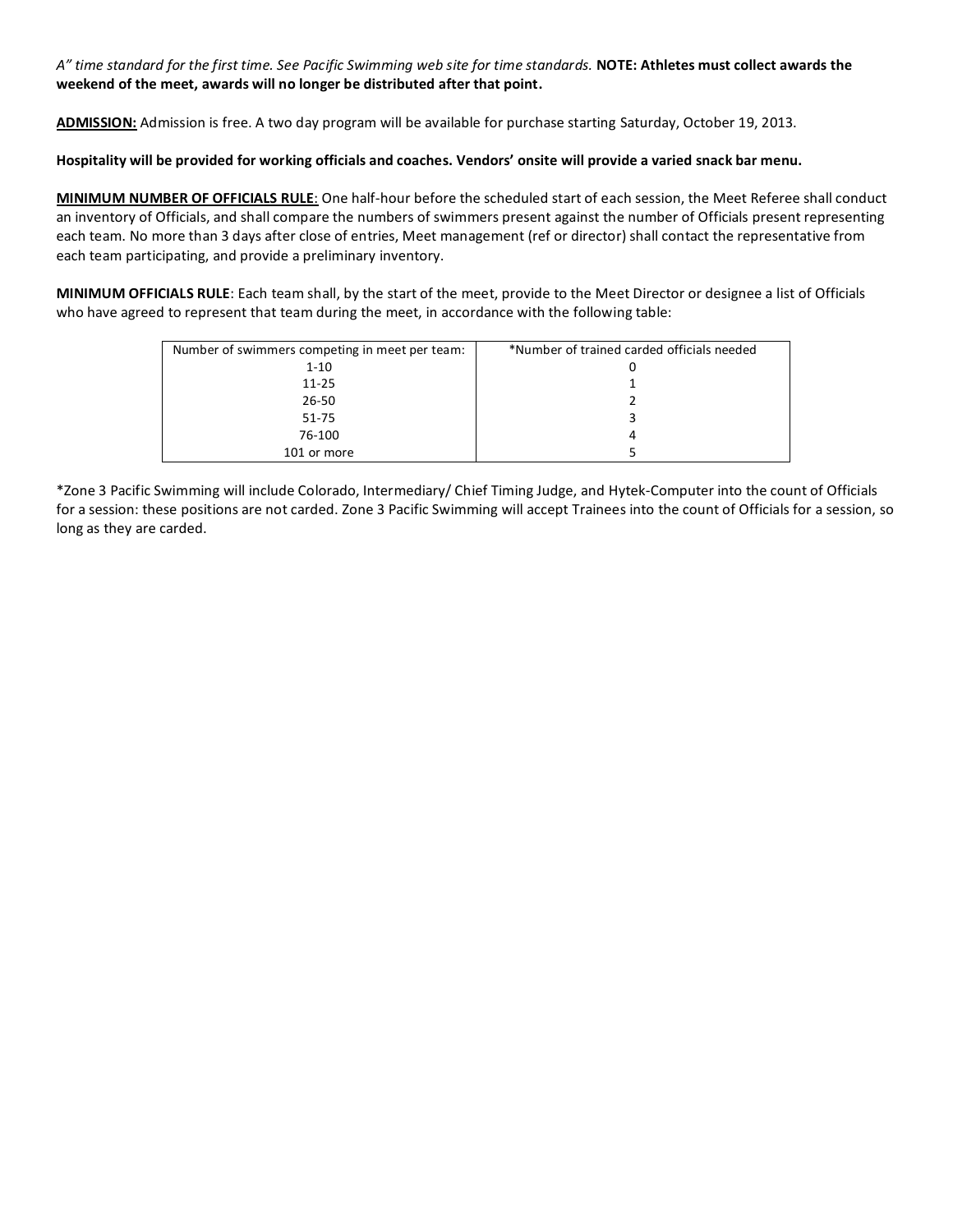*A" time standard for the first time. See Pacific Swimming web site for time standards.* **NOTE: Athletes must collect awards the weekend of the meet, awards will no longer be distributed after that point.**

**ADMISSION:** Admission is free. A two day program will be available for purchase starting Saturday, October 19, 2013.

**Hospitality will be provided for working officials and coaches. Vendors' onsite will provide a varied snack bar menu.**

**MINIMUM NUMBER OF OFFICIALS RULE**: One half-hour before the scheduled start of each session, the Meet Referee shall conduct an inventory of Officials, and shall compare the numbers of swimmers present against the number of Officials present representing each team. No more than 3 days after close of entries, Meet management (ref or director) shall contact the representative from each team participating, and provide a preliminary inventory.

**MINIMUM OFFICIALS RULE**: Each team shall, by the start of the meet, provide to the Meet Director or designee a list of Officials who have agreed to represent that team during the meet, in accordance with the following table:

| Number of swimmers competing in meet per team: | *Number of trained carded officials needed |
|---|---|
| 1-10 | 0 |
| 11-25 | 1 |
| 26-50 | 2 |
| 51-75 | 3 |
| 76-100 | 4 |
| 101 or more | 5 |

*Zone 3 Pacific Swimming will include Colorado, Intermediary/ Chief Timing Judge, and Hytek-Computer into the count of Officials for a session: these positions are not carded. Zone 3 Pacific Swimming will accept Trainees into the count of Officials for a session, so long as they are carded.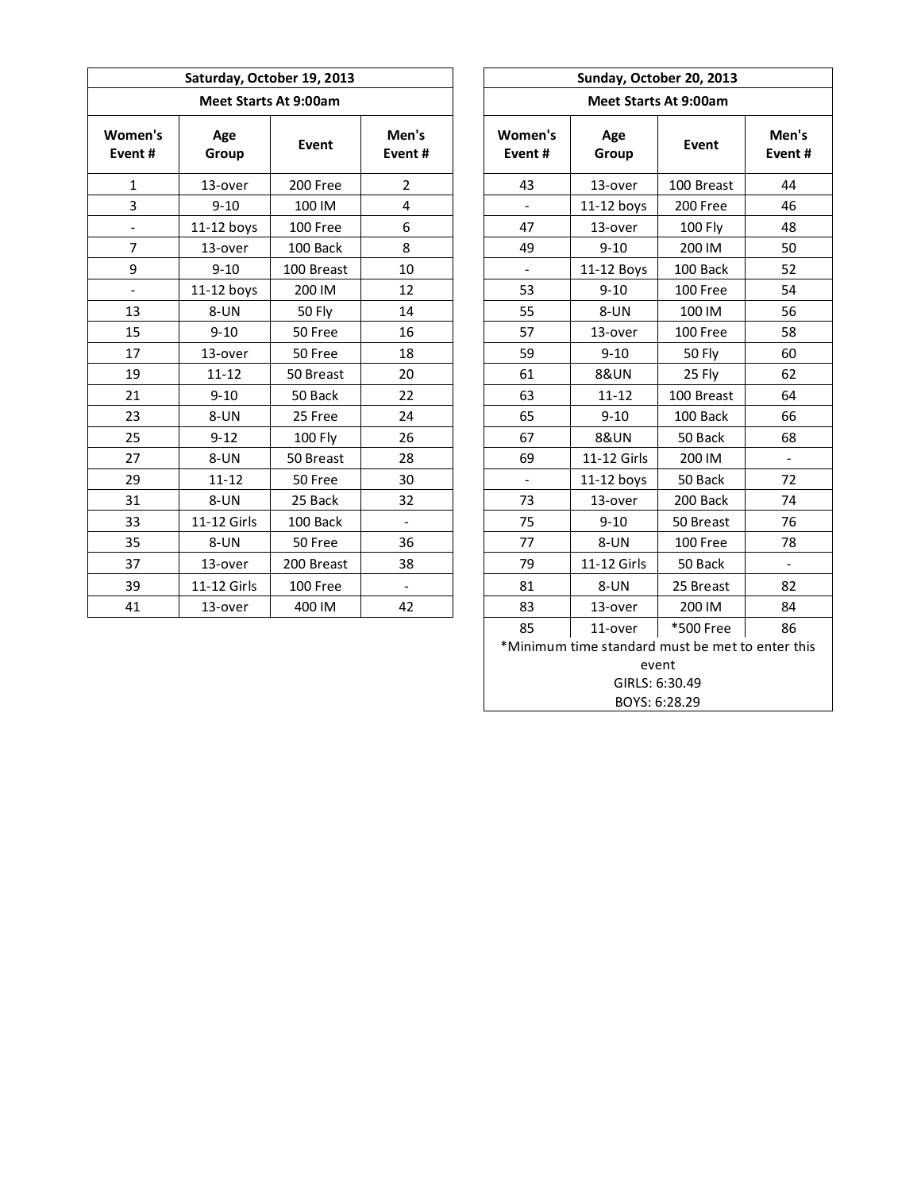| Saturday, October 19, 2013 | | | |
|---|---|---|---|
| Meet Starts At 9:00am | | | |
| Women's Event # | Age Group | Event | Men's Event # |
| 1 | 13-over | 200 Free | 2 |
| 3 | 9-10 | 100 IM | 4 |
| - | 11-12 boys | 100 Free | 6 |
| 7 | 13-over | 100 Back | 8 |
| 9 | 9-10 | 100 Breast | 10 |
| - | 11-12 boys | 200 IM | 12 |
| 13 | 8-UN | 50 Fly | 14 |
| 15 | 9-10 | 50 Free | 16 |
| 17 | 13-over | 50 Free | 18 |
| 19 | 11-12 | 50 Breast | 20 |
| 21 | 9-10 | 50 Back | 22 |
| 23 | 8-UN | 25 Free | 24 |
| 25 | 9-12 | 100 Fly | 26 |
| 27 | 8-UN | 50 Breast | 28 |
| 29 | 11-12 | 50 Free | 30 |
| 31 | 8-UN | 25 Back | 32 |
| 33 | 11-12 Girls | 100 Back | - |
| 35 | 8-UN | 50 Free | 36 |
| 37 | 13-over | 200 Breast | 38 |
| 39 | 11-12 Girls | 100 Free | - |
| 41 | 13-over | 400 IM | 42 |

| Sunday, October 20, 2013 | | | |
|---|---|---|---|
| Meet Starts At 9:00am | | | |
| Women's Event # | Age Group | Event | Men's Event # |
| 43 | 13-over | 100 Breast | 44 |
| - | 11-12 boys | 200 Free | 46 |
| 47 | 13-over | 100 Fly | 48 |
| 49 | 9-10 | 200 IM | 50 |
| - | 11-12 Boys | 100 Back | 52 |
| 53 | 9-10 | 100 Free | 54 |
| 55 | 8-UN | 100 IM | 56 |
| 57 | 13-over | 100 Free | 58 |
| 59 | 9-10 | 50 Fly | 60 |
| 61 | 8&UN | 25 Fly | 62 |
| 63 | 11-12 | 100 Breast | 64 |
| 65 | 9-10 | 100 Back | 66 |
| 67 | 8&UN | 50 Back | 68 |
| 69 | 11-12 Girls | 200 IM | - |
| - | 11-12 boys | 50 Back | 72 |
| 73 | 13-over | 200 Back | 74 |
| 75 | 9-10 | 50 Breast | 76 |
| 77 | 8-UN | 100 Free | 78 |
| 79 | 11-12 Girls | 50 Back | - |
| 81 | 8-UN | 25 Breast | 82 |
| 83 | 13-over | 200 IM | 84 |
| 85 | 11-over | *500 Free | 86 |

*Minimum time standard must be met to enter this event
GIRLS: 6:30.49
BOYS: 6:28.29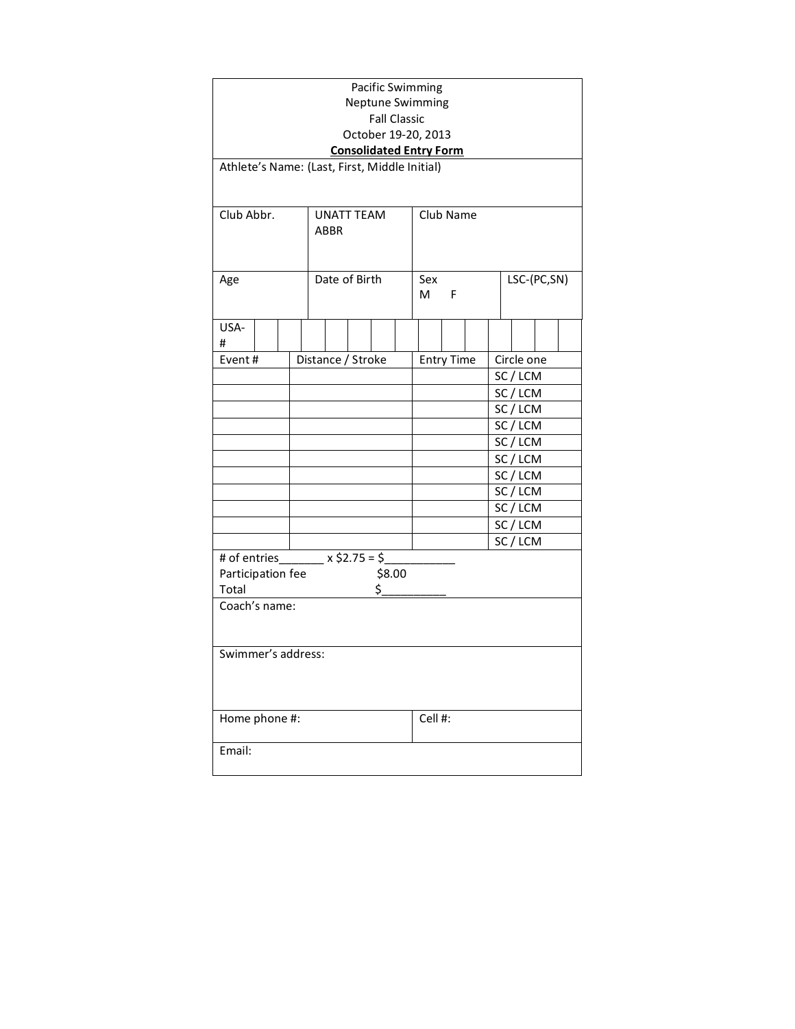Pacific Swimming
Neptune Swimming
Fall Classic
October 19-20, 2013

**Consolidated Entry Form**

Athlete's Name: (Last, First, Middle Initial)

| Club Abbr. | UNATT TEAM ABBR | Club Name | |
|---|---|---|---|
| Age | Date of Birth | Sex M F | LSC-(PC,SN) |

| USA-# | | | | | | | | | | | | | | |
|---|---|---|---|---|---|---|---|---|---|---|---|---|---|---|

| Event # | Distance / Stroke | Entry Time | Circle one |
|---|---|---|---|
| | | | SC / LCM |
| | | | SC / LCM |
| | | | SC / LCM |
| | | | SC / LCM |
| | | | SC / LCM |
| | | | SC / LCM |
| | | | SC / LCM |
| | | | SC / LCM |
| | | | SC / LCM |
| | | | SC / LCM |
| | | | SC / LCM |

# of entries_______ x $2.75 = $___________
Participation fee $8.00
Total $__________

Coach's name:

Swimmer's address:

| Home phone #: | Cell #: |
|---|---|

Email: